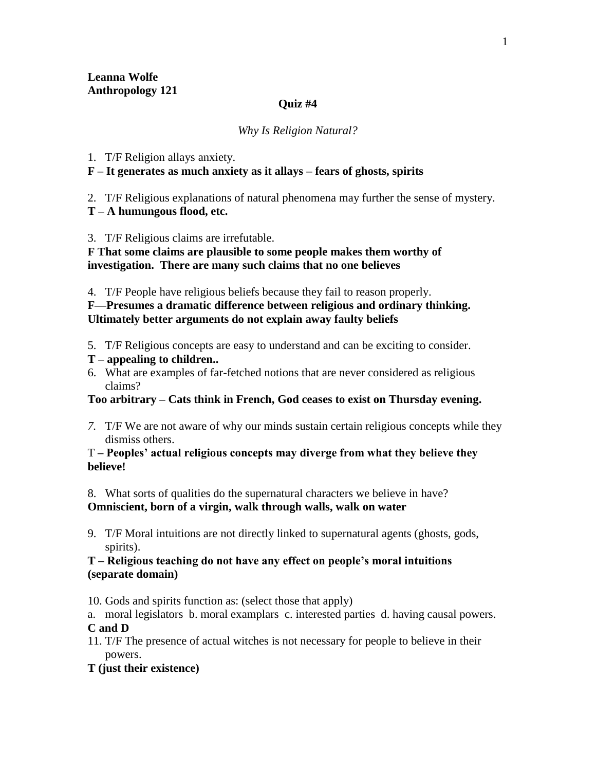**Leanna Wolfe**
**Anthropology 121**

**Quiz #4**

*Why Is Religion Natural?*

1. T/F Religion allays anxiety.

**F – It generates as much anxiety as it allays – fears of ghosts, spirits**

2. T/F Religious explanations of natural phenomena may further the sense of mystery.

**T – A humungous flood, etc.**

3. T/F Religious claims are irrefutable.

**F That some claims are plausible to some people makes them worthy of investigation. There are many such claims that no one believes**

4. T/F People have religious beliefs because they fail to reason properly.

**F—Presumes a dramatic difference between religious and ordinary thinking. Ultimately better arguments do not explain away faulty beliefs**

5. T/F Religious concepts are easy to understand and can be exciting to consider.

**T – appealing to children..**

6. What are examples of far-fetched notions that are never considered as religious claims?

**Too arbitrary – Cats think in French, God ceases to exist on Thursday evening.**

*7.* T/F We are not aware of why our minds sustain certain religious concepts while they dismiss others.

T **– Peoples' actual religious concepts may diverge from what they believe they believe!**

8. What sorts of qualities do the supernatural characters we believe in have?

**Omniscient, born of a virgin, walk through walls, walk on water**

9. T/F Moral intuitions are not directly linked to supernatural agents (ghosts, gods, spirits).

**T – Religious teaching do not have any effect on people's moral intuitions (separate domain)**

10. Gods and spirits function as: (select those that apply)

a. moral legislators b. moral examplars c. interested parties d. having causal powers.

**C and D**

11. T/F The presence of actual witches is not necessary for people to believe in their powers.

**T (just their existence)**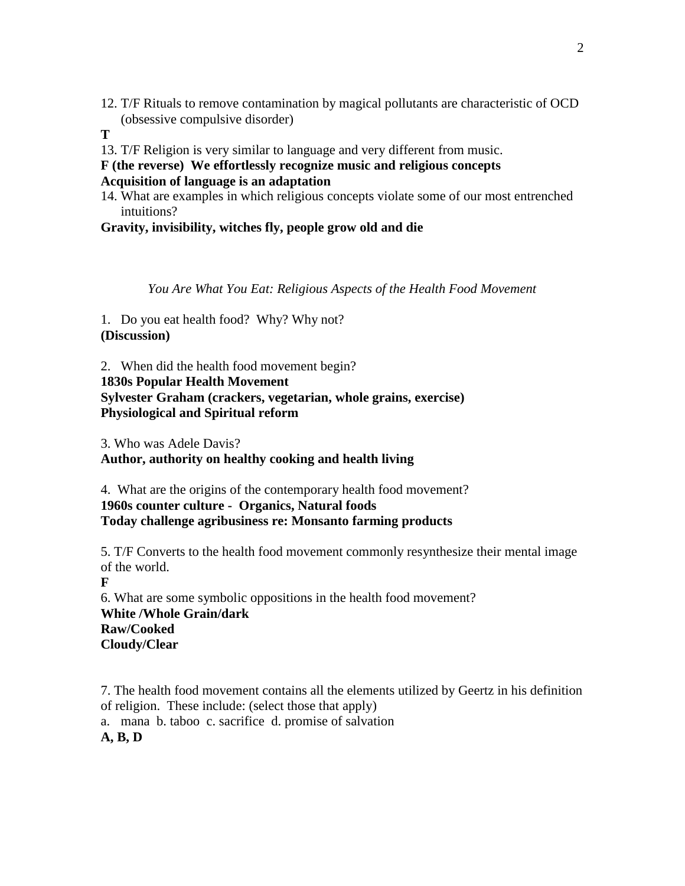12. T/F Rituals to remove contamination by magical pollutants are characteristic of OCD (obsessive compulsive disorder)

**T**

13. T/F Religion is very similar to language and very different from music.

**F (the reverse) We effortlessly recognize music and religious concepts**
**Acquisition of language is an adaptation**

14. What are examples in which religious concepts violate some of our most entrenched intuitions?

**Gravity, invisibility, witches fly, people grow old and die**

*You Are What You Eat: Religious Aspects of the Health Food Movement*

1. Do you eat health food? Why? Why not?

**(Discussion)**

2. When did the health food movement begin?

**1830s Popular Health Movement**
**Sylvester Graham (crackers, vegetarian, whole grains, exercise)**
**Physiological and Spiritual reform**

3. Who was Adele Davis?

**Author, authority on healthy cooking and health living**

4. What are the origins of the contemporary health food movement?

**1960s counter culture - Organics, Natural foods**
**Today challenge agribusiness re: Monsanto farming products**

5. T/F Converts to the health food movement commonly resynthesize their mental image of the world.

**F**

6. What are some symbolic oppositions in the health food movement?

**White /Whole Grain/dark**
**Raw/Cooked**
**Cloudy/Clear**

7. The health food movement contains all the elements utilized by Geertz in his definition of religion. These include: (select those that apply)

a. mana b. taboo c. sacrifice d. promise of salvation

**A, B, D**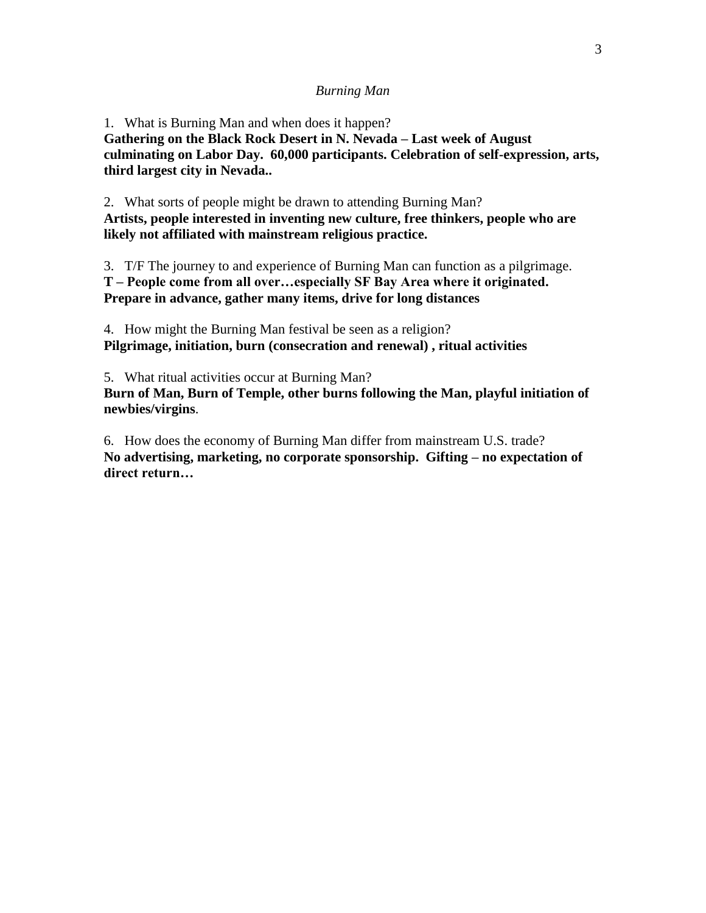*Burning Man*

1. What is Burning Man and when does it happen?

**Gathering on the Black Rock Desert in N. Nevada – Last week of August culminating on Labor Day. 60,000 participants. Celebration of self-expression, arts, third largest city in Nevada..**

2. What sorts of people might be drawn to attending Burning Man?

**Artists, people interested in inventing new culture, free thinkers, people who are likely not affiliated with mainstream religious practice.**

3. T/F The journey to and experience of Burning Man can function as a pilgrimage.

**T – People come from all over…especially SF Bay Area where it originated. Prepare in advance, gather many items, drive for long distances**

4. How might the Burning Man festival be seen as a religion?

**Pilgrimage, initiation, burn (consecration and renewal) , ritual activities**

5. What ritual activities occur at Burning Man?

**Burn of Man, Burn of Temple, other burns following the Man, playful initiation of newbies/virgins**.

6. How does the economy of Burning Man differ from mainstream U.S. trade?

**No advertising, marketing, no corporate sponsorship. Gifting – no expectation of direct return…**